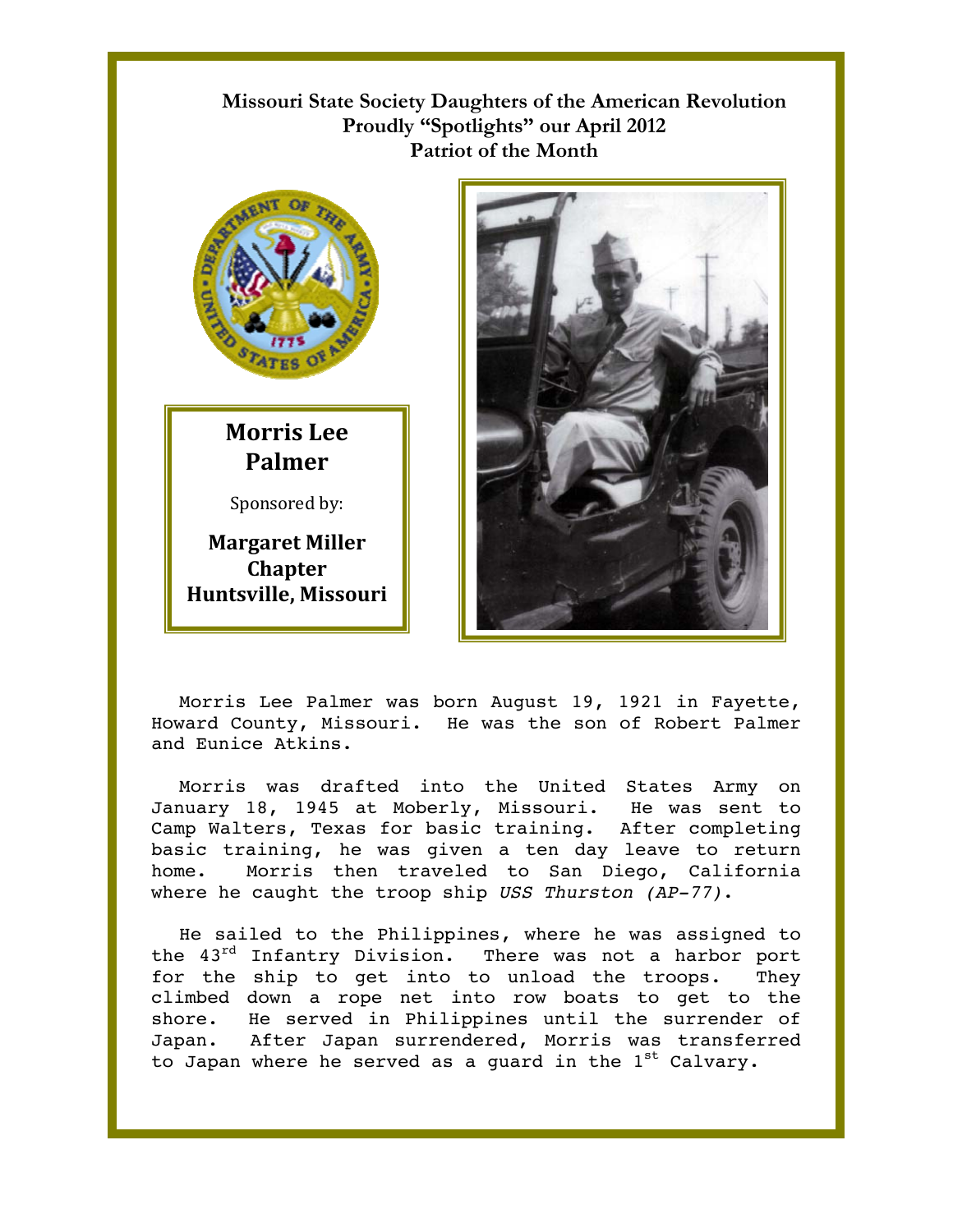**Missouri State Society Daughters of the American Revolution**
**Proudly "Spotlights" our April 2012**
**Patriot of the Month**

## Morris Lee Palmer

Sponsored by:

**Margaret Miller Chapter**
**Huntsville, Missouri**

Morris Lee Palmer was born August 19, 1921 in Fayette, Howard County, Missouri. He was the son of Robert Palmer and Eunice Atkins.

Morris was drafted into the United States Army on January 18, 1945 at Moberly, Missouri. He was sent to Camp Walters, Texas for basic training. After completing basic training, he was given a ten day leave to return home. Morris then traveled to San Diego, California where he caught the troop ship *USS Thurston (AP-77)*.

He sailed to the Philippines, where he was assigned to the 43rd Infantry Division. There was not a harbor port for the ship to get into to unload the troops. They climbed down a rope net into row boats to get to the shore. He served in Philippines until the surrender of Japan. After Japan surrendered, Morris was transferred to Japan where he served as a guard in the 1st Calvary.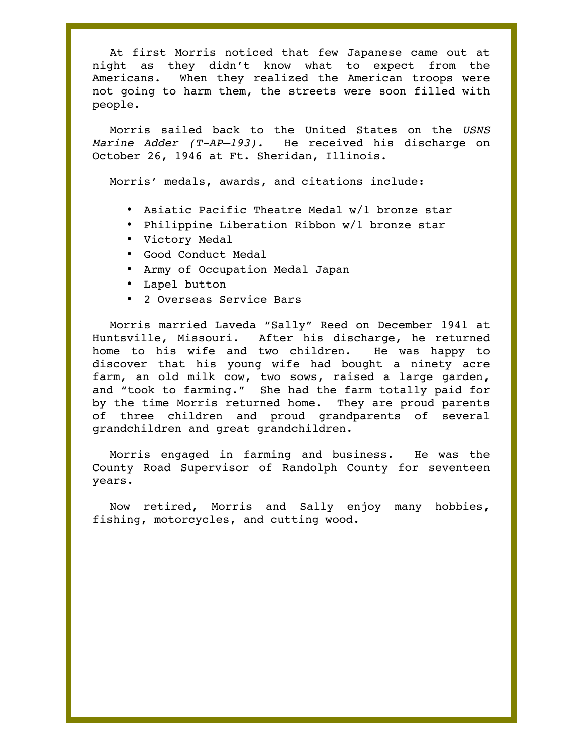At first Morris noticed that few Japanese came out at night as they didn't know what to expect from the Americans. When they realized the American troops were not going to harm them, the streets were soon filled with people.

Morris sailed back to the United States on the *USNS Marine Adder (T-AP–193).* He received his discharge on October 26, 1946 at Ft. Sheridan, Illinois.

Morris' medals, awards, and citations include:

- Asiatic Pacific Theatre Medal w/1 bronze star
- Philippine Liberation Ribbon w/1 bronze star
- Victory Medal
- Good Conduct Medal
- Army of Occupation Medal Japan
- Lapel button
- 2 Overseas Service Bars

Morris married Laveda "Sally" Reed on December 1941 at Huntsville, Missouri. After his discharge, he returned home to his wife and two children. He was happy to discover that his young wife had bought a ninety acre farm, an old milk cow, two sows, raised a large garden, and "took to farming." She had the farm totally paid for by the time Morris returned home. They are proud parents of three children and proud grandparents of several grandchildren and great grandchildren.

Morris engaged in farming and business. He was the County Road Supervisor of Randolph County for seventeen years.

Now retired, Morris and Sally enjoy many hobbies, fishing, motorcycles, and cutting wood.